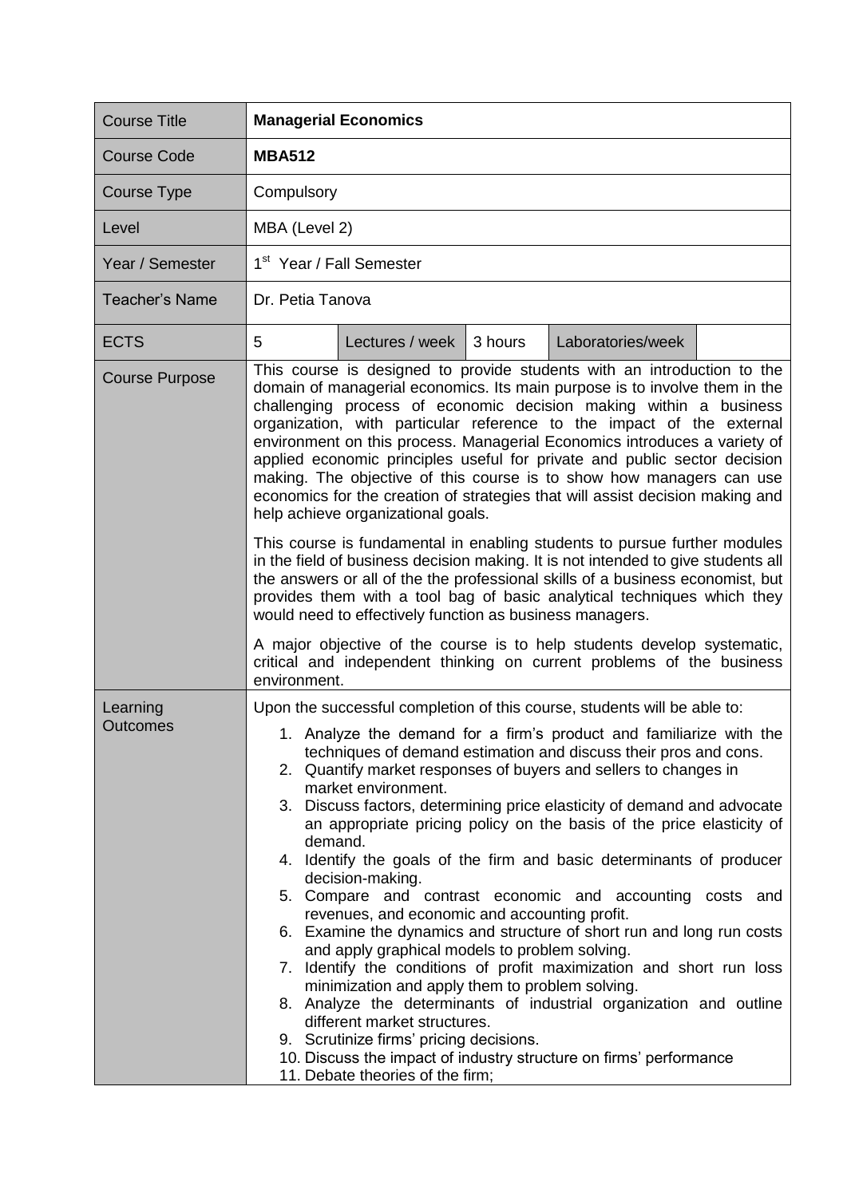| Course Title | **Managerial Economics** | | | | |
|---|---|---|---|---|---|
| Course Code | **MBA512** | | | | |
| Course Type | Compulsory | | | | |
| Level | MBA (Level 2) | | | | |
| Year / Semester | 1st Year / Fall Semester | | | | |
| Teacher's Name | Dr. Petia Tanova | | | | |
| ECTS | 5 | Lectures / week | 3 hours | Laboratories/week | |
| Course Purpose | This course is designed to provide students with an introduction to the domain of managerial economics. Its main purpose is to involve them in the challenging process of economic decision making within a business organization, with particular reference to the impact of the external environment on this process. Managerial Economics introduces a variety of applied economic principles useful for private and public sector decision making. The objective of this course is to show how managers can use economics for the creation of strategies that will assist decision making and help achieve organizational goals.<br><br>This course is fundamental in enabling students to pursue further modules in the field of business decision making. It is not intended to give students all the answers or all of the the professional skills of a business economist, but provides them with a tool bag of basic analytical techniques which they would need to effectively function as business managers.<br><br>A major objective of the course is to help students develop systematic, critical and independent thinking on current problems of the business environment. | | | | |
| Learning Outcomes | Upon the successful completion of this course, students will be able to:<br><br>1. Analyze the demand for a firm's product and familiarize with the techniques of demand estimation and discuss their pros and cons.<br>2. Quantify market responses of buyers and sellers to changes in market environment.<br>3. Discuss factors, determining price elasticity of demand and advocate an appropriate pricing policy on the basis of the price elasticity of demand.<br>4. Identify the goals of the firm and basic determinants of producer decision-making.<br>5. Compare and contrast economic and accounting costs and revenues, and economic and accounting profit.<br>6. Examine the dynamics and structure of short run and long run costs and apply graphical models to problem solving.<br>7. Identify the conditions of profit maximization and short run loss minimization and apply them to problem solving.<br>8. Analyze the determinants of industrial organization and outline different market structures.<br>9. Scrutinize firms' pricing decisions.<br>10. Discuss the impact of industry structure on firms' performance<br>11. Debate theories of the firm; | | | | |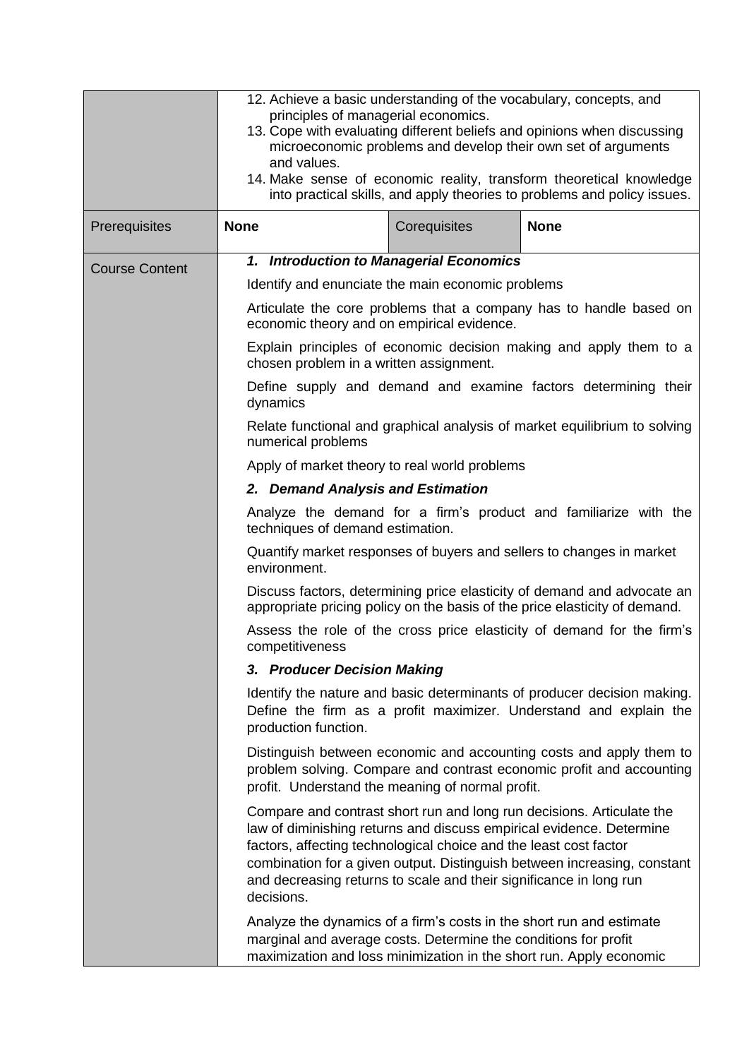| | | | |
|---|---|---|---|
| | 12. Achieve a basic understanding of the vocabulary, concepts, and principles of managerial economics.<br>13. Cope with evaluating different beliefs and opinions when discussing microeconomic problems and develop their own set of arguments and values.<br>14. Make sense of economic reality, transform theoretical knowledge into practical skills, and apply theories to problems and policy issues. | | |
| Prerequisites | **None** | Corequisites | **None** |
| Course Content | ***1. Introduction to Managerial Economics***<br><br>Identify and enunciate the main economic problems<br><br>Articulate the core problems that a company has to handle based on economic theory and on empirical evidence.<br><br>Explain principles of economic decision making and apply them to a chosen problem in a written assignment.<br><br>Define supply and demand and examine factors determining their dynamics<br><br>Relate functional and graphical analysis of market equilibrium to solving numerical problems<br><br>Apply of market theory to real world problems<br><br>***2. Demand Analysis and Estimation***<br><br>Analyze the demand for a firm's product and familiarize with the techniques of demand estimation.<br><br>Quantify market responses of buyers and sellers to changes in market environment.<br><br>Discuss factors, determining price elasticity of demand and advocate an appropriate pricing policy on the basis of the price elasticity of demand.<br><br>Assess the role of the cross price elasticity of demand for the firm's competitiveness<br><br>***3. Producer Decision Making***<br><br>Identify the nature and basic determinants of producer decision making. Define the firm as a profit maximizer. Understand and explain the production function.<br><br>Distinguish between economic and accounting costs and apply them to problem solving. Compare and contrast economic profit and accounting profit. Understand the meaning of normal profit.<br><br>Compare and contrast short run and long run decisions. Articulate the law of diminishing returns and discuss empirical evidence. Determine factors, affecting technological choice and the least cost factor combination for a given output. Distinguish between increasing, constant and decreasing returns to scale and their significance in long run decisions.<br><br>Analyze the dynamics of a firm's costs in the short run and estimate marginal and average costs. Determine the conditions for profit maximization and loss minimization in the short run. Apply economic | | |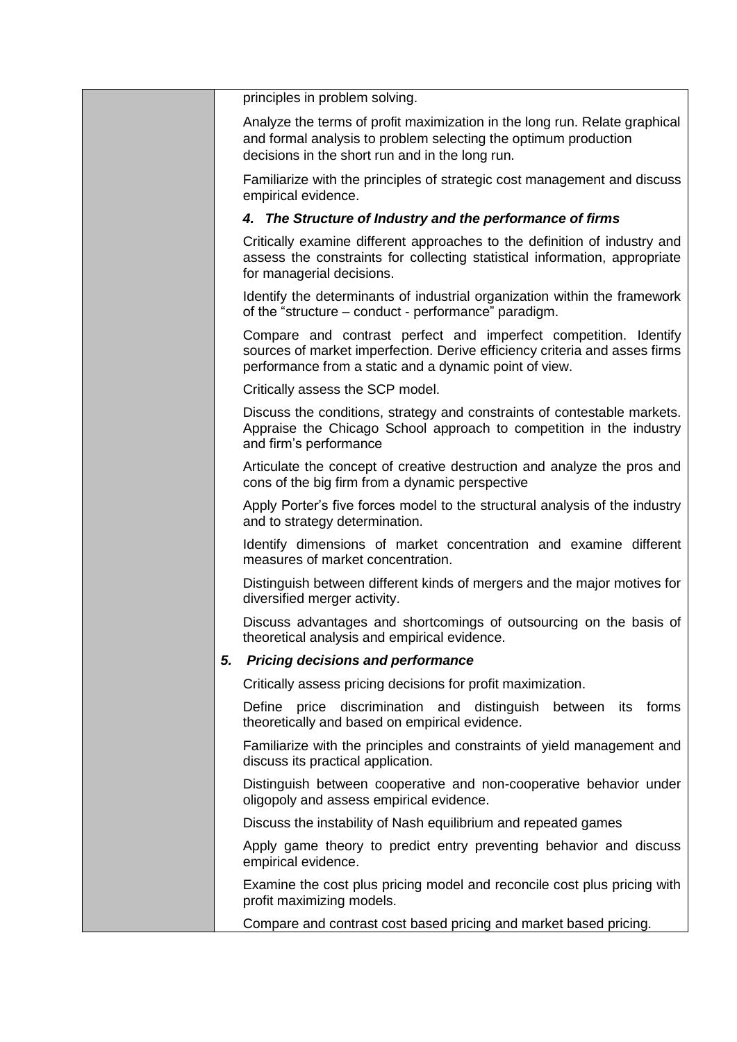principles in problem solving.

Analyze the terms of profit maximization in the long run. Relate graphical and formal analysis to problem selecting the optimum production decisions in the short run and in the long run.

Familiarize with the principles of strategic cost management and discuss empirical evidence.

### *4. The Structure of Industry and the performance of firms*

Critically examine different approaches to the definition of industry and assess the constraints for collecting statistical information, appropriate for managerial decisions.

Identify the determinants of industrial organization within the framework of the "structure – conduct - performance" paradigm.

Compare and contrast perfect and imperfect competition. Identify sources of market imperfection. Derive efficiency criteria and asses firms performance from a static and a dynamic point of view.

Critically assess the SCP model.

Discuss the conditions, strategy and constraints of contestable markets. Appraise the Chicago School approach to competition in the industry and firm's performance

Articulate the concept of creative destruction and analyze the pros and cons of the big firm from a dynamic perspective

Apply Porter's five forces model to the structural analysis of the industry and to strategy determination.

Identify dimensions of market concentration and examine different measures of market concentration.

Distinguish between different kinds of mergers and the major motives for diversified merger activity.

Discuss advantages and shortcomings of outsourcing on the basis of theoretical analysis and empirical evidence.

### *5. Pricing decisions and performance*

Critically assess pricing decisions for profit maximization.

Define price discrimination and distinguish between its forms theoretically and based on empirical evidence.

Familiarize with the principles and constraints of yield management and discuss its practical application.

Distinguish between cooperative and non-cooperative behavior under oligopoly and assess empirical evidence.

Discuss the instability of Nash equilibrium and repeated games

Apply game theory to predict entry preventing behavior and discuss empirical evidence.

Examine the cost plus pricing model and reconcile cost plus pricing with profit maximizing models.

Compare and contrast cost based pricing and market based pricing.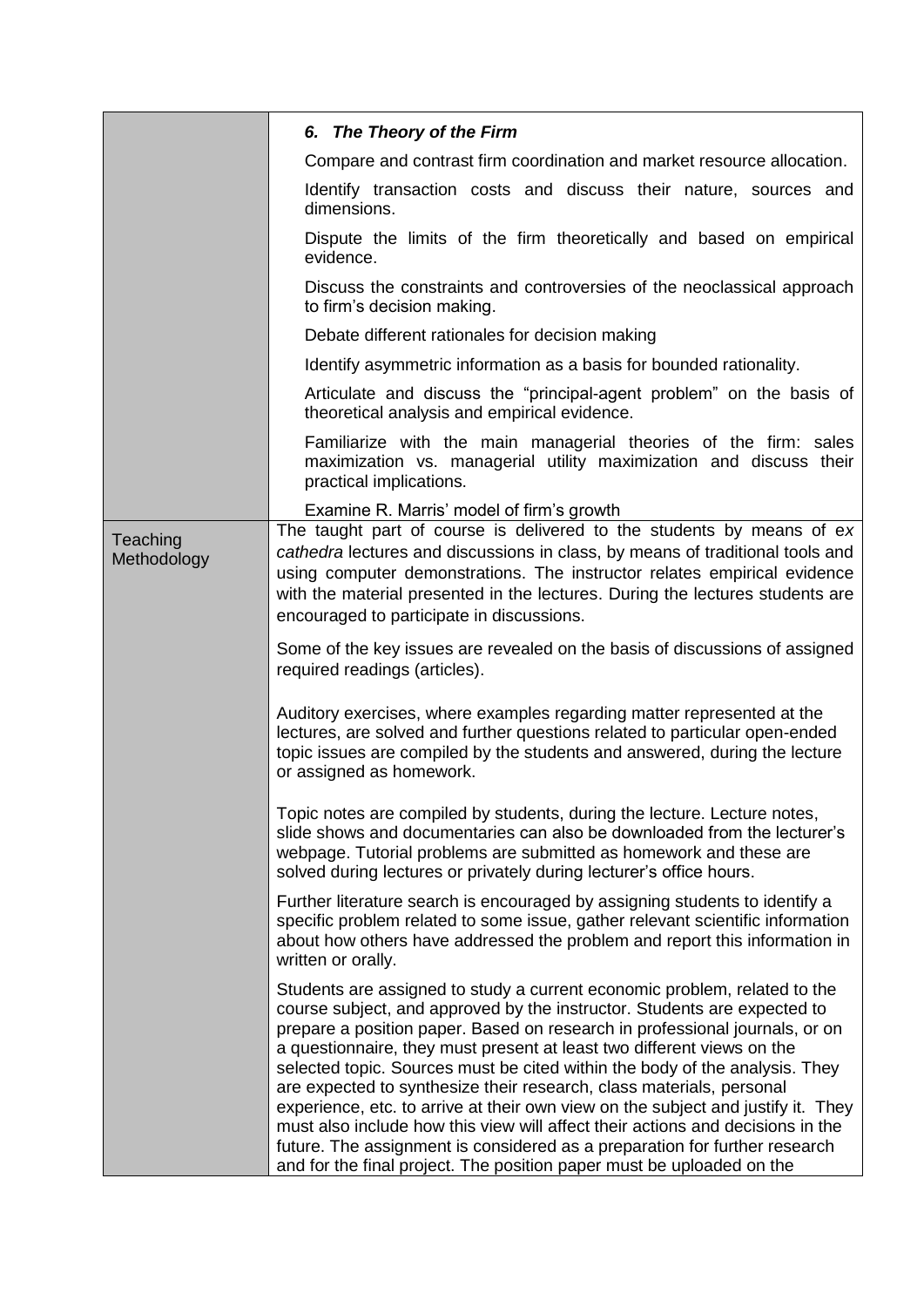| | |
|---|---|
| | ***6. The Theory of the Firm*** <br><br> Compare and contrast firm coordination and market resource allocation. <br><br> Identify transaction costs and discuss their nature, sources and dimensions. <br><br> Dispute the limits of the firm theoretically and based on empirical evidence. <br><br> Discuss the constraints and controversies of the neoclassical approach to firm's decision making. <br><br> Debate different rationales for decision making <br><br> Identify asymmetric information as a basis for bounded rationality. <br><br> Articulate and discuss the "principal-agent problem" on the basis of theoretical analysis and empirical evidence. <br><br> Familiarize with the main managerial theories of the firm: sales maximization vs. managerial utility maximization and discuss their practical implications. <br><br> Examine R. Marris' model of firm's growth |
| Teaching Methodology | The taught part of course is delivered to the students by means of *ex cathedra* lectures and discussions in class, by means of traditional tools and using computer demonstrations. The instructor relates empirical evidence with the material presented in the lectures. During the lectures students are encouraged to participate in discussions. <br><br> Some of the key issues are revealed on the basis of discussions of assigned required readings (articles). <br><br> Auditory exercises, where examples regarding matter represented at the lectures, are solved and further questions related to particular open-ended topic issues are compiled by the students and answered, during the lecture or assigned as homework. <br><br> Topic notes are compiled by students, during the lecture. Lecture notes, slide shows and documentaries can also be downloaded from the lecturer's webpage. Tutorial problems are submitted as homework and these are solved during lectures or privately during lecturer's office hours. <br><br> Further literature search is encouraged by assigning students to identify a specific problem related to some issue, gather relevant scientific information about how others have addressed the problem and report this information in written or orally. <br><br> Students are assigned to study a current economic problem, related to the course subject, and approved by the instructor. Students are expected to prepare a position paper. Based on research in professional journals, or on a questionnaire, they must present at least two different views on the selected topic. Sources must be cited within the body of the analysis. They are expected to synthesize their research, class materials, personal experience, etc. to arrive at their own view on the subject and justify it. They must also include how this view will affect their actions and decisions in the future. The assignment is considered as a preparation for further research and for the final project. The position paper must be uploaded on the |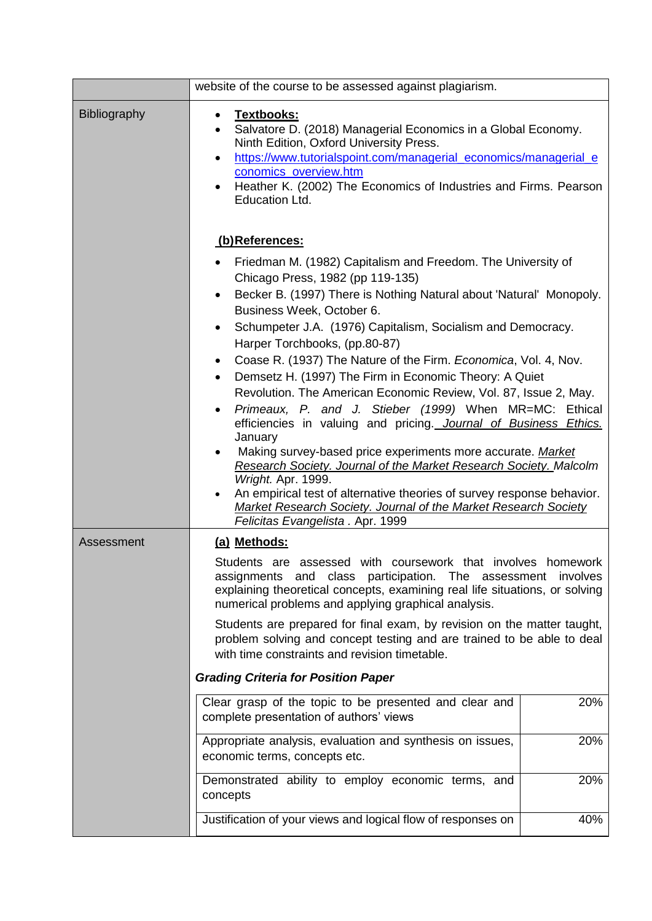| | |
|---|---|
| | website of the course to be assessed against plagiarism. |
| Bibliography | • **Textbooks:**<br>• Salvatore D. (2018) Managerial Economics in a Global Economy. Ninth Edition, Oxford University Press.<br>• https://www.tutorialspoint.com/managerial_economics/managerial_economics_overview.htm<br>• Heather K. (2002) The Economics of Industries and Firms. Pearson Education Ltd.<br><br>**(b) References:**<br>• Friedman M. (1982) Capitalism and Freedom. The University of Chicago Press, 1982 (pp 119-135)<br>• Becker B. (1997) There is Nothing Natural about 'Natural' Monopoly. Business Week, October 6.<br>• Schumpeter J.A. (1976) Capitalism, Socialism and Democracy. Harper Torchbooks, (pp.80-87)<br>• Coase R. (1937) The Nature of the Firm. *Economica*, Vol. 4, Nov.<br>• Demsetz H. (1997) The Firm in Economic Theory: A Quiet Revolution. The American Economic Review, Vol. 87, Issue 2, May.<br>• *Primeaux, P. and J. Stieber (1999)* When MR=MC: Ethical efficiencies in valuing and pricing. *Journal of Business Ethics.* January<br>• Making survey-based price experiments more accurate. *Market Research Society. Journal of the Market Research Society. Malcolm Wright.* Apr. 1999.<br>• An empirical test of alternative theories of survey response behavior. *Market Research Society. Journal of the Market Research Society Felicitas Evangelista* . Apr. 1999 |
| Assessment | **(a) Methods:**<br><br>Students are assessed with coursework that involves homework assignments and class participation. The assessment involves explaining theoretical concepts, examining real life situations, or solving numerical problems and applying graphical analysis.<br><br>Students are prepared for final exam, by revision on the matter taught, problem solving and concept testing and are trained to be able to deal with time constraints and revision timetable.<br><br>***Grading Criteria for Position Paper*** |

| Criterion | Weight |
|---|---|
| Clear grasp of the topic to be presented and clear and complete presentation of authors' views | 20% |
| Appropriate analysis, evaluation and synthesis on issues, economic terms, concepts etc. | 20% |
| Demonstrated ability to employ economic terms, and concepts | 20% |
| Justification of your views and logical flow of responses on | 40% |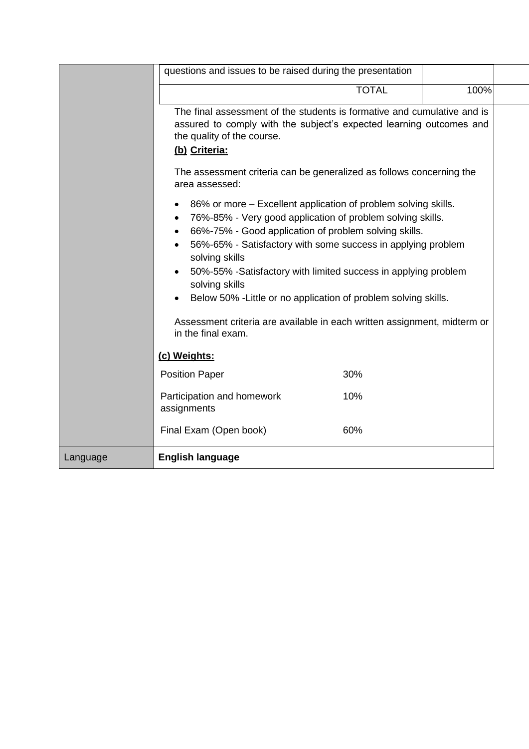| | | |
|---|---|---|
| | questions and issues to be raised during the presentation | |
| | TOTAL | 100% |

The final assessment of the students is formative and cumulative and is assured to comply with the subject's expected learning outcomes and the quality of the course.

**(b) Criteria:**

The assessment criteria can be generalized as follows concerning the area assessed:

- 86% or more – Excellent application of problem solving skills.
- 76%-85% - Very good application of problem solving skills.
- 66%-75% - Good application of problem solving skills.
- 56%-65% - Satisfactory with some success in applying problem solving skills
- 50%-55% -Satisfactory with limited success in applying problem solving skills
- Below 50% -Little or no application of problem solving skills.

Assessment criteria are available in each written assignment, midterm or in the final exam.

**(c) Weights:**

| | |
|---|---|
| Position Paper | 30% |
| Participation and homework assignments | 10% |
| Final Exam (Open book) | 60% |

| | |
|---|---|
| Language | **English language** |